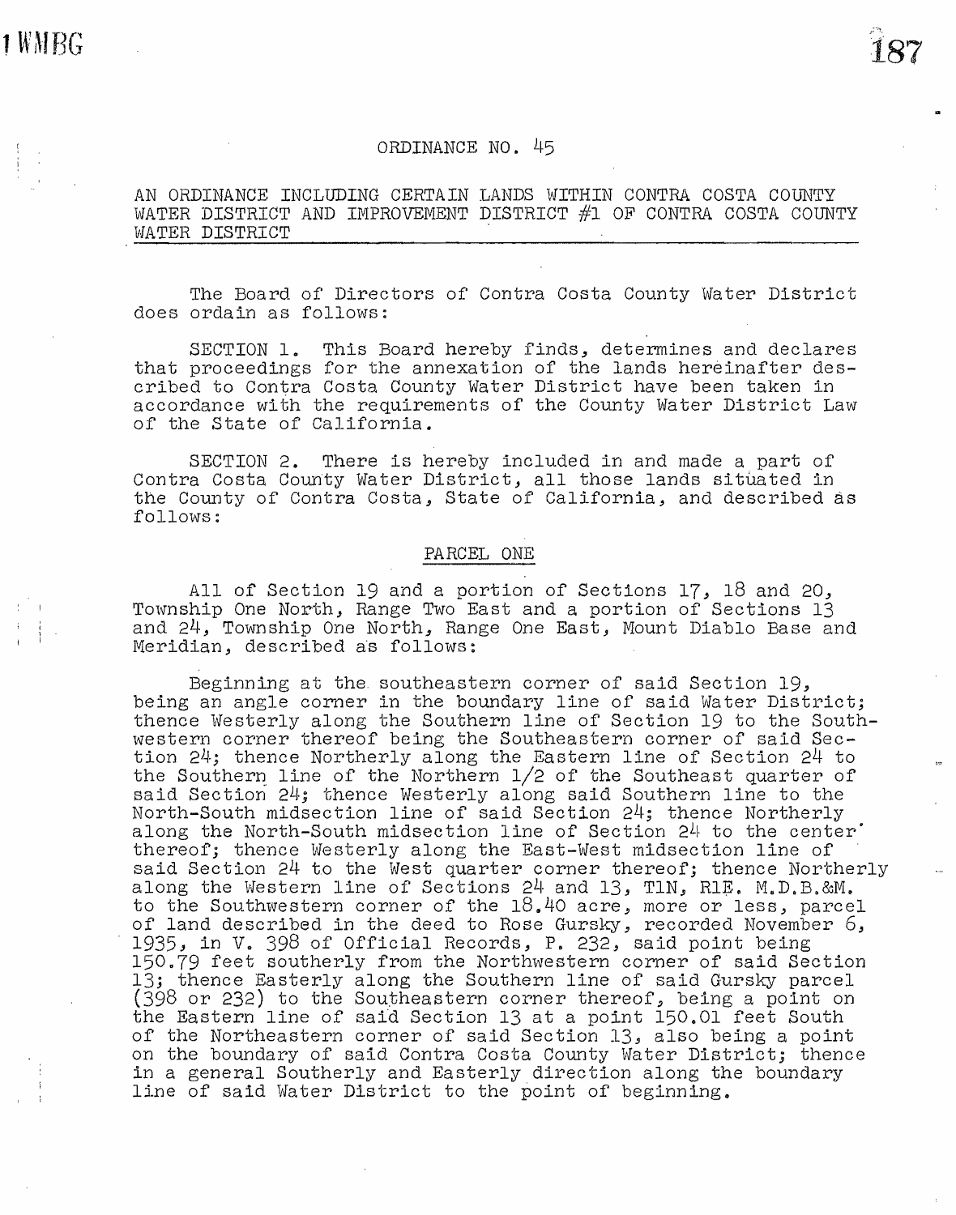# ORDINANCE NO. 45

## AN ORDINANCE INCLUDING CERTAIN LANDS WITHIN CONTRA COSTA COUNTY WATER DISTRICT AND IMPROVEMENT DISTRICT #1 OF CONTRA COSTA COUNTY WATER DISTRICT

The Board of Directors of Contra Costa County Water District does ordain as follows:

SECTION 1. This Board hereby finds, determines and declares that proceedings for the annexation of the lands hereinafter described to Contra Costa County Water District have been taken in accordance with the requirements of the County Water District Law of the State of California.

SECTION 2. There is hereby included in and made a part of Contra Costa County Water District, all those lands situated in the County of Contra Costa, State of California, and described as follows:

### PARCEL ONE

All of Section 19 and a portion of Sections 17, 18 and 20, Township One North, Range Two East and a portion of Sections 13 and 24, Township One North, Range One East, Mount Diablo Base and Meridian, described as follows:

Beginning at the southeastern corner of said Section 19, being an angle corner in the boundary line of said Water District; thence Westerly along the Southern line of Section 19 to the Southwestern corner thereof being the Southeastern corner of said Section 24; thence Northerly along the Eastern line of Section 24 to the Southern line of the Northern 1/2 of the Southeast quarter of said Section 24; thence Westerly along said Southern line to the North-South midsection line of said Section 24; thence Northerly along the North-South midsection line of Section 24 to the center thereof; thence Westerly along the East-West midsection line of said Section 24 to the West quarter corner thereof; thence Northerly along the Western line of Sections 24 and 13, T1N, R1E. M.D.B.&M. to the Southwestern corner of the 18.40 acre, more or less, parcel of land described in the deed to Rose Gursky, recorded November 6, 1935, in V. 398 of Official Records, P. 232, said point being 150.79 feet southerly from the Northwestern corner of said Section 13; thence Easterly along the Southern line of said Gursky parcel (398 or 232) to the Southeastern corner thereof, being a point on the Eastern line of said Section 13 at a point 150.01 feet South of the Northeastern corner of said Section 13, also being a point on the boundary of said Contra Costa County Water District; thence in a general Southerly and Easterly direction along the boundary line of said Water District to the point of beginning.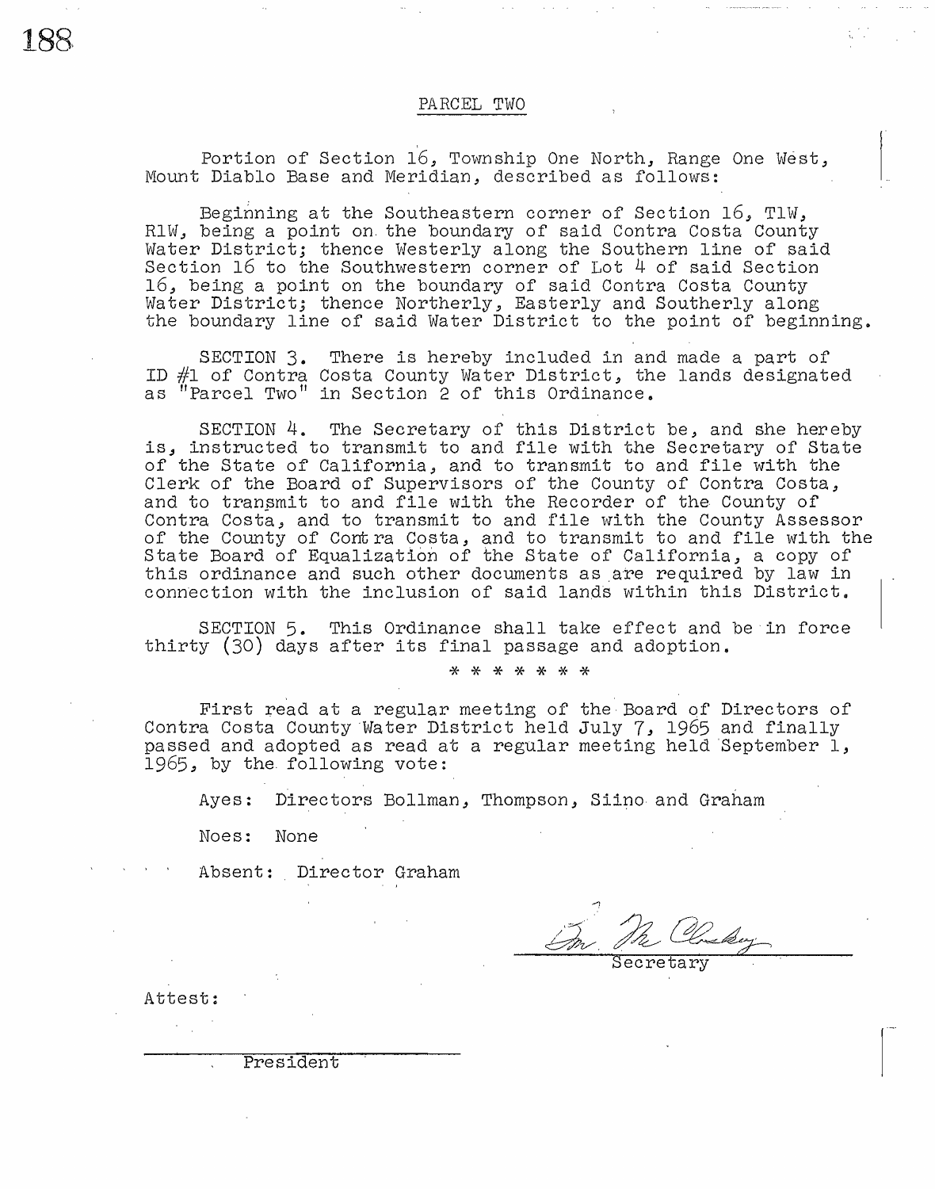## PARCEL TWO

Portion of Section 16, Township One North, Range One West, Mount Diablo Base and Meridian, described as follows:

Beginning at the Southeastern corner of Section 16, T1W, R1W, being a point on the boundary of said Contra Costa County Water District; thence Westerly along the Southern line of said Section 16 to the Southwestern corner of Lot 4 of said Section 16, being a point on the boundary of said Contra Costa County Water District; thence Northerly, Easterly and Southerly along the boundary line of said Water District to the point of beginning.

SECTION 3. There is hereby included in and made a part of ID #1 of Contra Costa County Water District, the lands designated as "Parcel Two" in Section 2 of this Ordinance.

SECTION 4. The Secretary of this District be, and she hereby is, instructed to transmit to and file with the Secretary of State of the State of California, and to transmit to and file with the Clerk of the Board of Supervisors of the County of Contra Costa, and to transmit to and file with the Recorder of the County of Contra Costa, and to transmit to and file with the County Assessor of the County of Contra Costa, and to transmit to and file with the State Board of Equalization of the State of California, a copy of this ordinance and such other documents as are required by law in connection with the inclusion of said lands within this District.

SECTION 5. This Ordinance shall take effect and be in force thirty (30) days after its final passage and adoption.

\* \* \* \* \* \* \*

First read at a regular meeting of the Board of Directors of Contra Costa County Water District held July 7, 1965 and finally passed and adopted as read at a regular meeting held September 1, 1965, by the following vote:

Ayes: Directors Bollman, Thompson, Siino and Graham

Noes: None

Absent: Director Graham

Secretary

Attest:

President